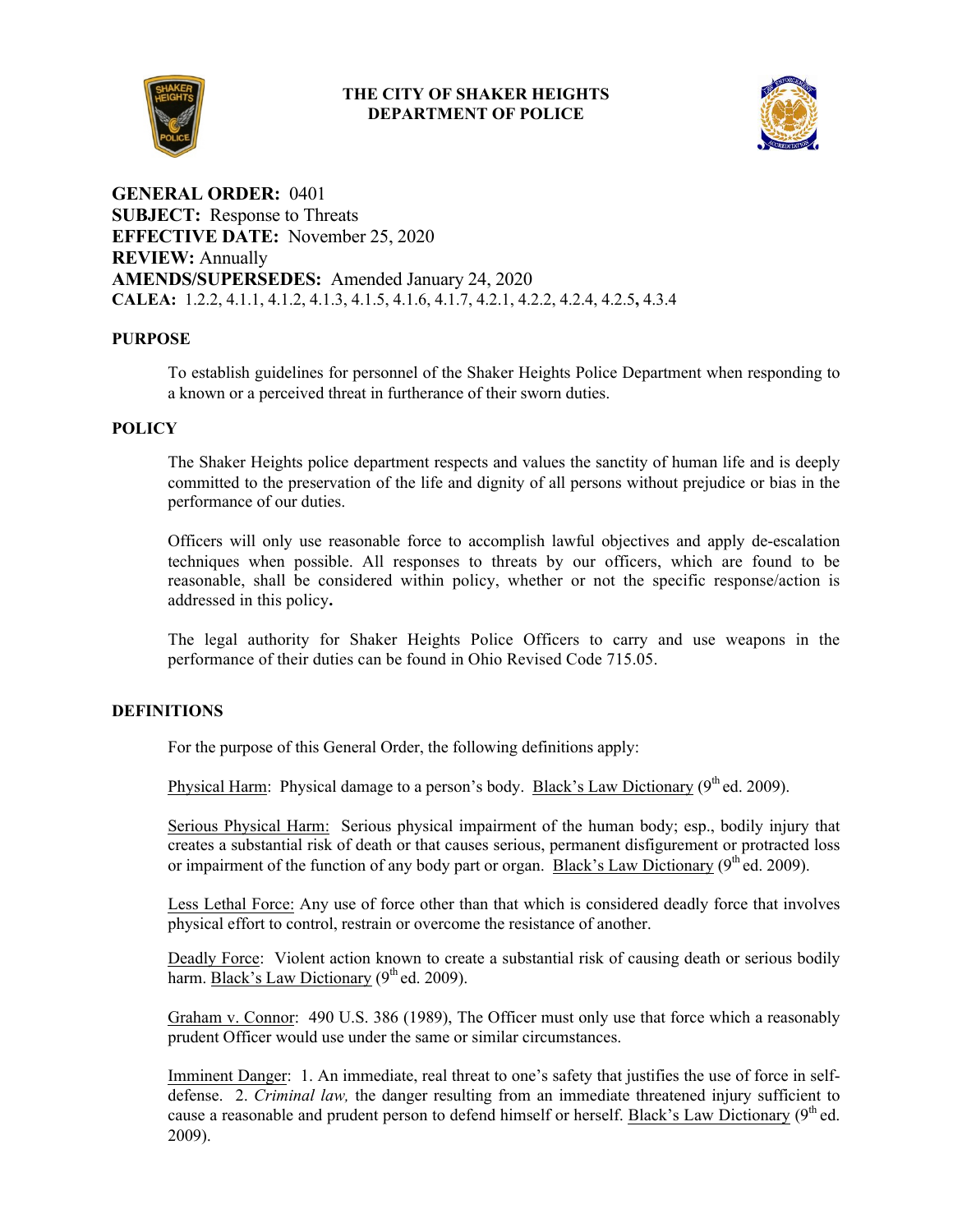**THE CITY OF SHAKER HEIGHTS**
**DEPARTMENT OF POLICE**

**GENERAL ORDER:** 0401
**SUBJECT:** Response to Threats
**EFFECTIVE DATE:** November 25, 2020
**REVIEW:** Annually
**AMENDS/SUPERSEDES:** Amended January 24, 2020
**CALEA:** 1.2.2, 4.1.1, 4.1.2, 4.1.3, 4.1.5, 4.1.6, 4.1.7, 4.2.1, 4.2.2, 4.2.4, 4.2.5**,** 4.3.4

## PURPOSE

To establish guidelines for personnel of the Shaker Heights Police Department when responding to a known or a perceived threat in furtherance of their sworn duties.

## POLICY

The Shaker Heights police department respects and values the sanctity of human life and is deeply committed to the preservation of the life and dignity of all persons without prejudice or bias in the performance of our duties.

Officers will only use reasonable force to accomplish lawful objectives and apply de-escalation techniques when possible. All responses to threats by our officers, which are found to be reasonable, shall be considered within policy, whether or not the specific response/action is addressed in this policy**.**

The legal authority for Shaker Heights Police Officers to carry and use weapons in the performance of their duties can be found in Ohio Revised Code 715.05.

## DEFINITIONS

For the purpose of this General Order, the following definitions apply:

Physical Harm: Physical damage to a person's body. Black's Law Dictionary (9th ed. 2009).

Serious Physical Harm: Serious physical impairment of the human body; esp., bodily injury that creates a substantial risk of death or that causes serious, permanent disfigurement or protracted loss or impairment of the function of any body part or organ. Black's Law Dictionary (9th ed. 2009).

Less Lethal Force: Any use of force other than that which is considered deadly force that involves physical effort to control, restrain or overcome the resistance of another.

Deadly Force: Violent action known to create a substantial risk of causing death or serious bodily harm. Black's Law Dictionary (9th ed. 2009).

Graham v. Connor: 490 U.S. 386 (1989), The Officer must only use that force which a reasonably prudent Officer would use under the same or similar circumstances.

Imminent Danger: 1. An immediate, real threat to one's safety that justifies the use of force in self-defense. 2. *Criminal law,* the danger resulting from an immediate threatened injury sufficient to cause a reasonable and prudent person to defend himself or herself. Black's Law Dictionary (9th ed. 2009).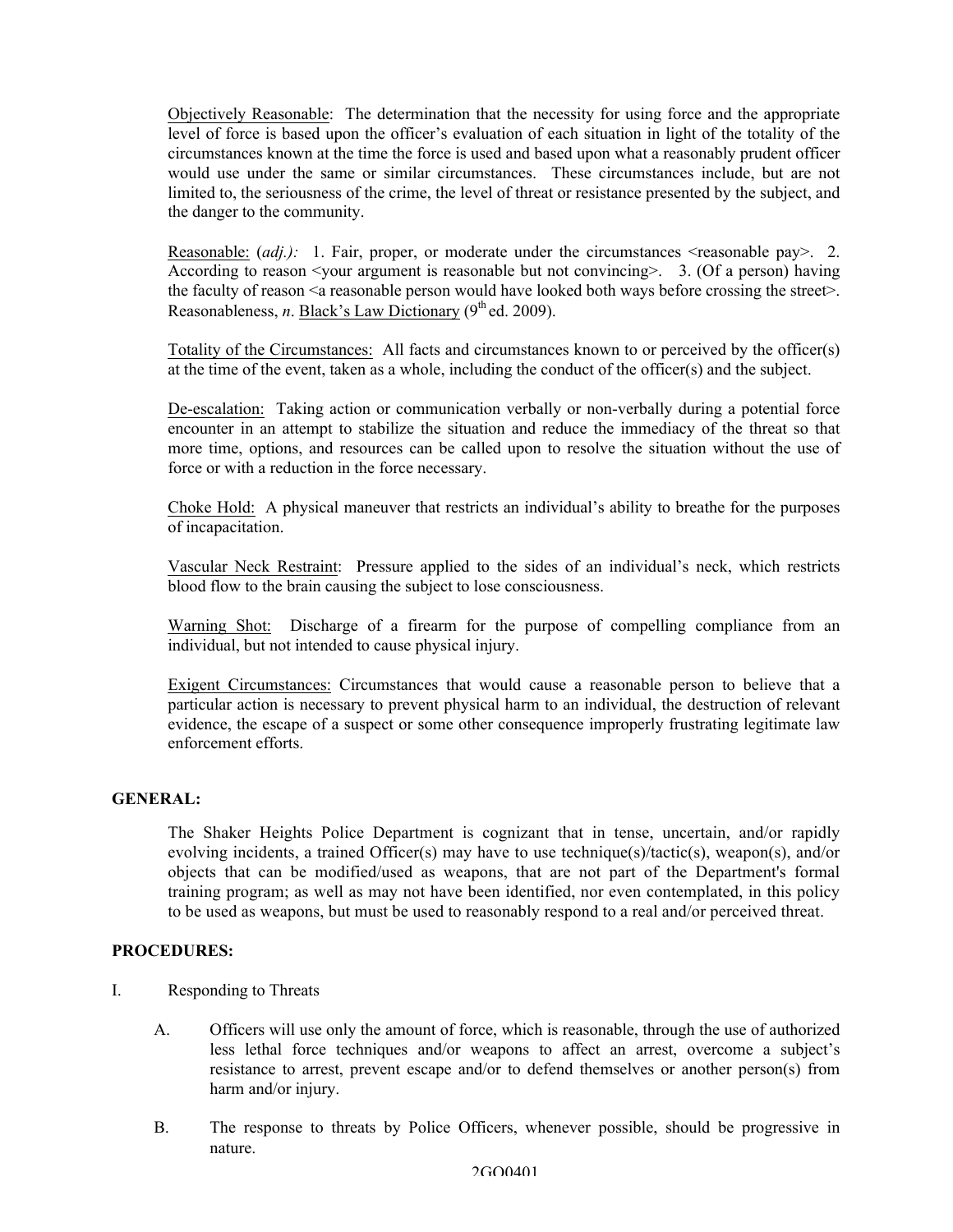<u>Objectively Reasonable</u>: The determination that the necessity for using force and the appropriate level of force is based upon the officer's evaluation of each situation in light of the totality of the circumstances known at the time the force is used and based upon what a reasonably prudent officer would use under the same or similar circumstances. These circumstances include, but are not limited to, the seriousness of the crime, the level of threat or resistance presented by the subject, and the danger to the community.

<u>Reasonable:</u> (*adj.):* 1. Fair, proper, or moderate under the circumstances <reasonable pay>. 2. According to reason <your argument is reasonable but not convincing>. 3. (Of a person) having the faculty of reason <a reasonable person would have looked both ways before crossing the street>. Reasonableness, *n*. <u>Black's Law Dictionary</u> (9th ed. 2009).

<u>Totality of the Circumstances:</u> All facts and circumstances known to or perceived by the officer(s) at the time of the event, taken as a whole, including the conduct of the officer(s) and the subject.

<u>De-escalation:</u> Taking action or communication verbally or non-verbally during a potential force encounter in an attempt to stabilize the situation and reduce the immediacy of the threat so that more time, options, and resources can be called upon to resolve the situation without the use of force or with a reduction in the force necessary.

<u>Choke Hold:</u> A physical maneuver that restricts an individual's ability to breathe for the purposes of incapacitation.

<u>Vascular Neck Restraint</u>: Pressure applied to the sides of an individual's neck, which restricts blood flow to the brain causing the subject to lose consciousness.

<u>Warning Shot:</u> Discharge of a firearm for the purpose of compelling compliance from an individual, but not intended to cause physical injury.

<u>Exigent Circumstances:</u> Circumstances that would cause a reasonable person to believe that a particular action is necessary to prevent physical harm to an individual, the destruction of relevant evidence, the escape of a suspect or some other consequence improperly frustrating legitimate law enforcement efforts.

**GENERAL:**

The Shaker Heights Police Department is cognizant that in tense, uncertain, and/or rapidly evolving incidents, a trained Officer(s) may have to use technique(s)/tactic(s), weapon(s), and/or objects that can be modified/used as weapons, that are not part of the Department's formal training program; as well as may not have been identified, nor even contemplated, in this policy to be used as weapons, but must be used to reasonably respond to a real and/or perceived threat.

**PROCEDURES:**

I. Responding to Threats

A. Officers will use only the amount of force, which is reasonable, through the use of authorized less lethal force techniques and/or weapons to affect an arrest, overcome a subject's resistance to arrest, prevent escape and/or to defend themselves or another person(s) from harm and/or injury.

B. The response to threats by Police Officers, whenever possible, should be progressive in nature.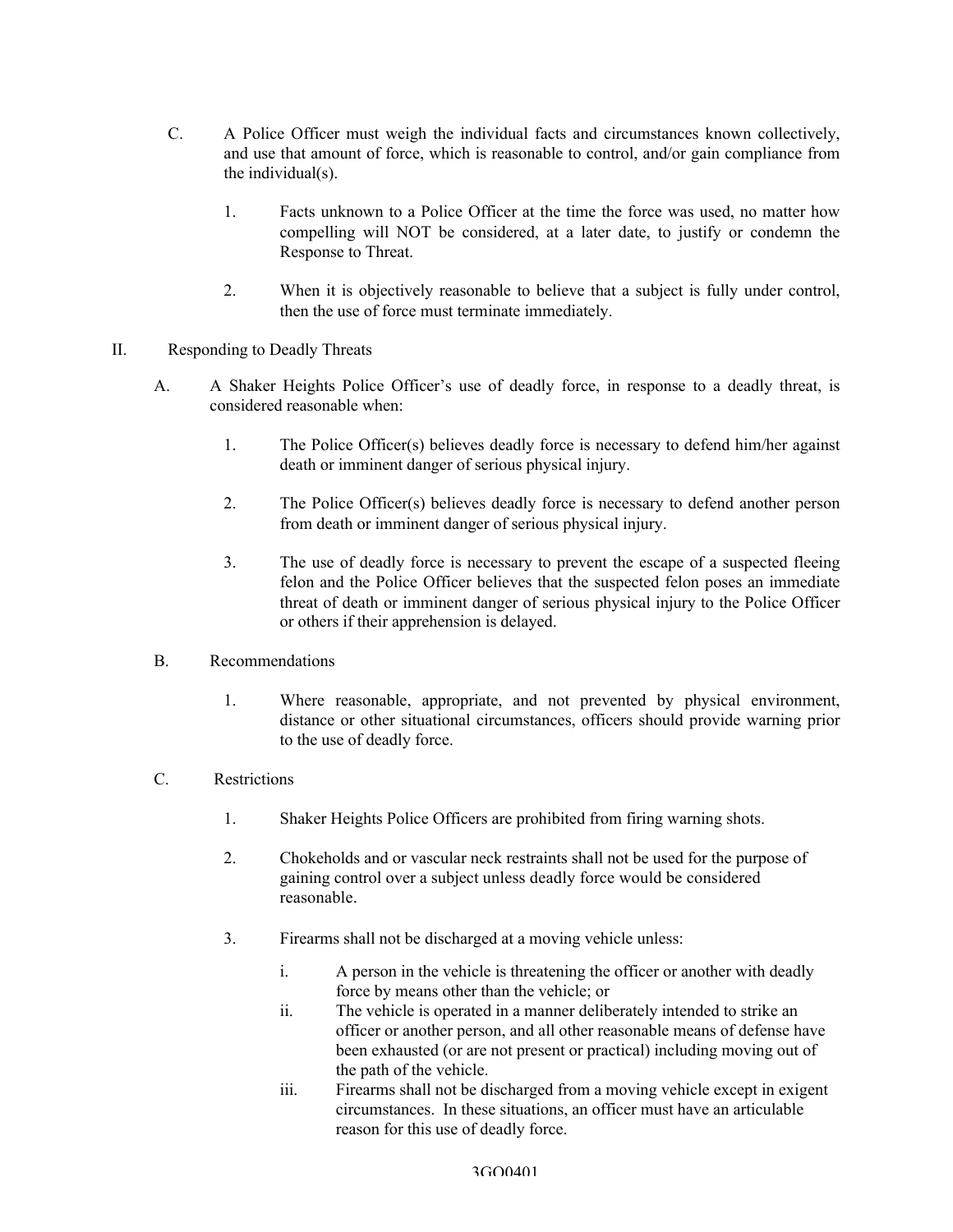C. A Police Officer must weigh the individual facts and circumstances known collectively, and use that amount of force, which is reasonable to control, and/or gain compliance from the individual(s).

   1. Facts unknown to a Police Officer at the time the force was used, no matter how compelling will NOT be considered, at a later date, to justify or condemn the Response to Threat.

   2. When it is objectively reasonable to believe that a subject is fully under control, then the use of force must terminate immediately.

II. Responding to Deadly Threats

A. A Shaker Heights Police Officer's use of deadly force, in response to a deadly threat, is considered reasonable when:

   1. The Police Officer(s) believes deadly force is necessary to defend him/her against death or imminent danger of serious physical injury.

   2. The Police Officer(s) believes deadly force is necessary to defend another person from death or imminent danger of serious physical injury.

   3. The use of deadly force is necessary to prevent the escape of a suspected fleeing felon and the Police Officer believes that the suspected felon poses an immediate threat of death or imminent danger of serious physical injury to the Police Officer or others if their apprehension is delayed.

B. Recommendations

   1. Where reasonable, appropriate, and not prevented by physical environment, distance or other situational circumstances, officers should provide warning prior to the use of deadly force.

C. Restrictions

   1. Shaker Heights Police Officers are prohibited from firing warning shots.

   2. Chokeholds and or vascular neck restraints shall not be used for the purpose of gaining control over a subject unless deadly force would be considered reasonable.

   3. Firearms shall not be discharged at a moving vehicle unless:

      i. A person in the vehicle is threatening the officer or another with deadly force by means other than the vehicle; or

      ii. The vehicle is operated in a manner deliberately intended to strike an officer or another person, and all other reasonable means of defense have been exhausted (or are not present or practical) including moving out of the path of the vehicle.

      iii. Firearms shall not be discharged from a moving vehicle except in exigent circumstances. In these situations, an officer must have an articulable reason for this use of deadly force.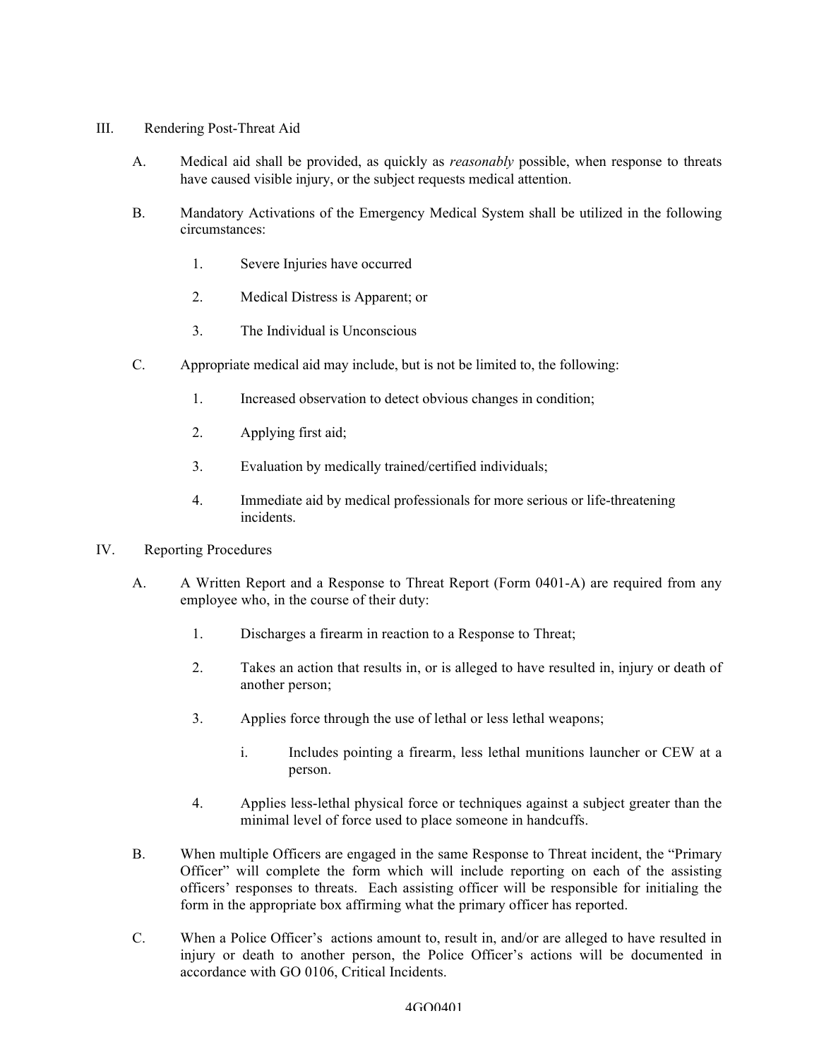III. Rendering Post-Threat Aid

A. Medical aid shall be provided, as quickly as *reasonably* possible, when response to threats have caused visible injury, or the subject requests medical attention.

B. Mandatory Activations of the Emergency Medical System shall be utilized in the following circumstances:

1. Severe Injuries have occurred

2. Medical Distress is Apparent; or

3. The Individual is Unconscious

C. Appropriate medical aid may include, but is not be limited to, the following:

1. Increased observation to detect obvious changes in condition;

2. Applying first aid;

3. Evaluation by medically trained/certified individuals;

4. Immediate aid by medical professionals for more serious or life-threatening incidents.

IV. Reporting Procedures

A. A Written Report and a Response to Threat Report (Form 0401-A) are required from any employee who, in the course of their duty:

1. Discharges a firearm in reaction to a Response to Threat;

2. Takes an action that results in, or is alleged to have resulted in, injury or death of another person;

3. Applies force through the use of lethal or less lethal weapons;

   i. Includes pointing a firearm, less lethal munitions launcher or CEW at a person.

4. Applies less-lethal physical force or techniques against a subject greater than the minimal level of force used to place someone in handcuffs.

B. When multiple Officers are engaged in the same Response to Threat incident, the "Primary Officer" will complete the form which will include reporting on each of the assisting officers' responses to threats. Each assisting officer will be responsible for initialing the form in the appropriate box affirming what the primary officer has reported.

C. When a Police Officer's actions amount to, result in, and/or are alleged to have resulted in injury or death to another person, the Police Officer's actions will be documented in accordance with GO 0106, Critical Incidents.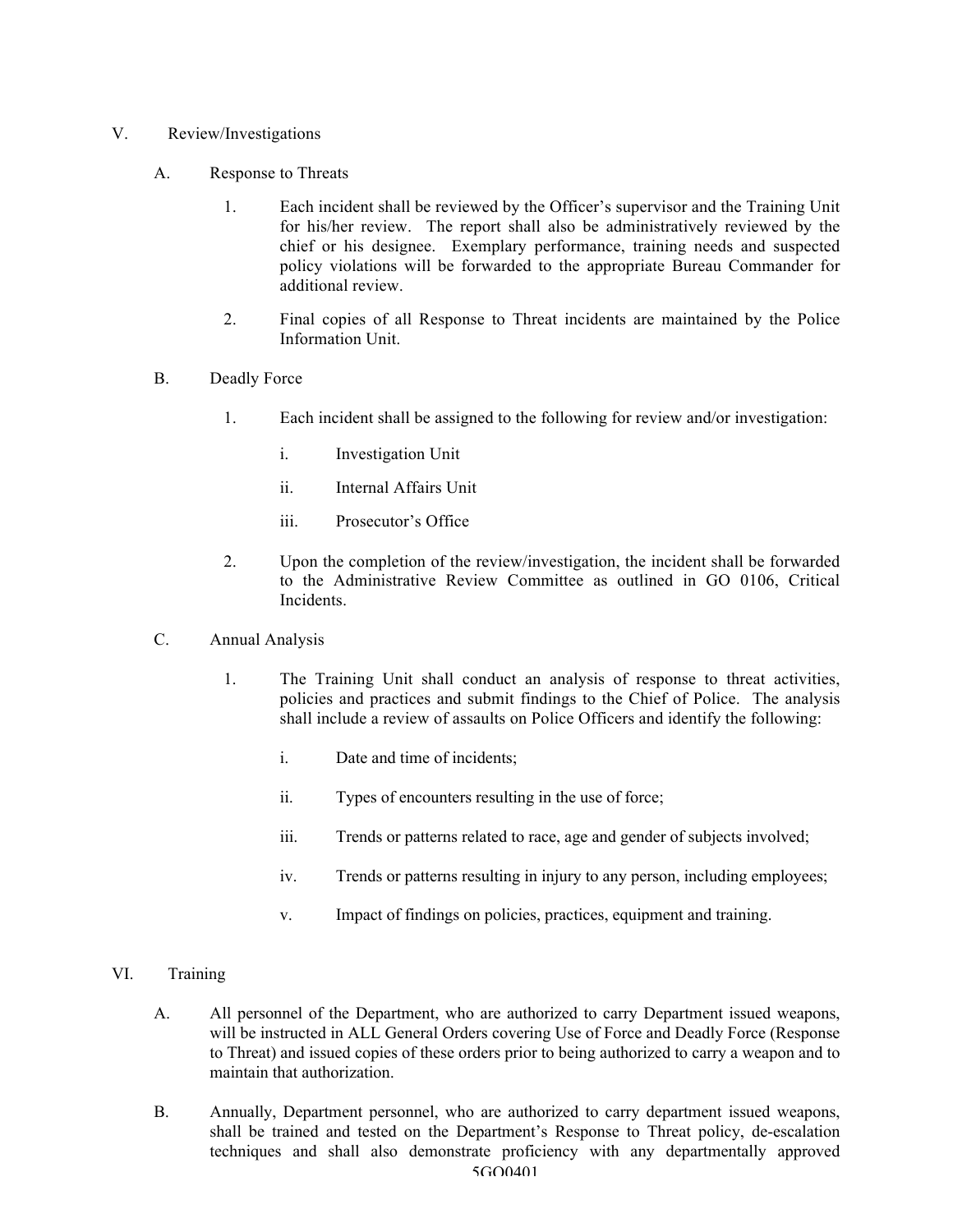V. Review/Investigations

A. Response to Threats

1. Each incident shall be reviewed by the Officer's supervisor and the Training Unit for his/her review. The report shall also be administratively reviewed by the chief or his designee. Exemplary performance, training needs and suspected policy violations will be forwarded to the appropriate Bureau Commander for additional review.

2. Final copies of all Response to Threat incidents are maintained by the Police Information Unit.

B. Deadly Force

1. Each incident shall be assigned to the following for review and/or investigation:

   i. Investigation Unit

   ii. Internal Affairs Unit

   iii. Prosecutor's Office

2. Upon the completion of the review/investigation, the incident shall be forwarded to the Administrative Review Committee as outlined in GO 0106, Critical Incidents.

C. Annual Analysis

1. The Training Unit shall conduct an analysis of response to threat activities, policies and practices and submit findings to the Chief of Police. The analysis shall include a review of assaults on Police Officers and identify the following:

   i. Date and time of incidents;

   ii. Types of encounters resulting in the use of force;

   iii. Trends or patterns related to race, age and gender of subjects involved;

   iv. Trends or patterns resulting in injury to any person, including employees;

   v. Impact of findings on policies, practices, equipment and training.

VI. Training

A. All personnel of the Department, who are authorized to carry Department issued weapons, will be instructed in ALL General Orders covering Use of Force and Deadly Force (Response to Threat) and issued copies of these orders prior to being authorized to carry a weapon and to maintain that authorization.

B. Annually, Department personnel, who are authorized to carry department issued weapons, shall be trained and tested on the Department's Response to Threat policy, de-escalation techniques and shall also demonstrate proficiency with any departmentally approved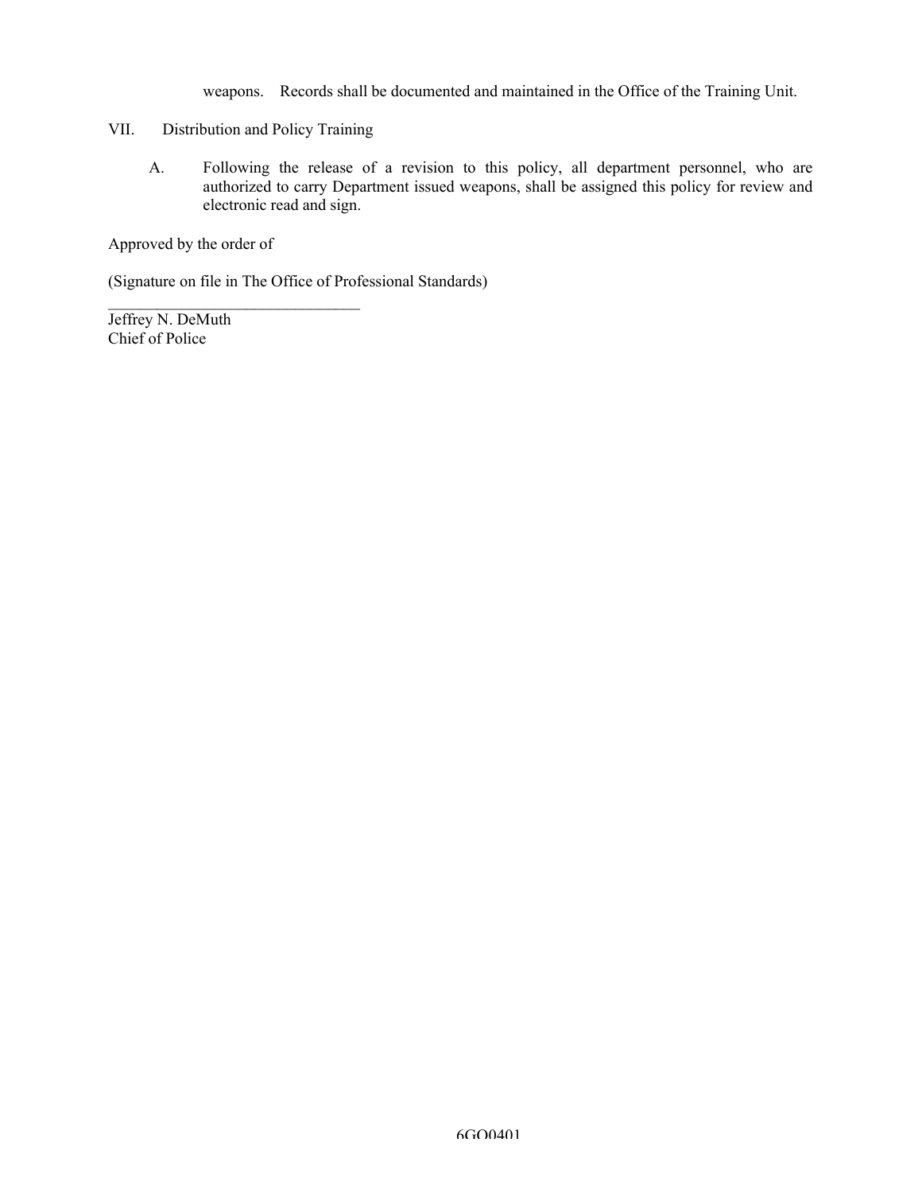weapons. Records shall be documented and maintained in the Office of the Training Unit.

VII. Distribution and Policy Training

A. Following the release of a revision to this policy, all department personnel, who are authorized to carry Department issued weapons, shall be assigned this policy for review and electronic read and sign.

Approved by the order of

(Signature on file in The Office of Professional Standards)

\_\_\_\_\_\_\_\_\_\_\_\_\_\_\_\_\_\_\_\_\_\_\_\_\_\_\_\_\_\_\_\_

Jeffrey N. DeMuth
Chief of Police